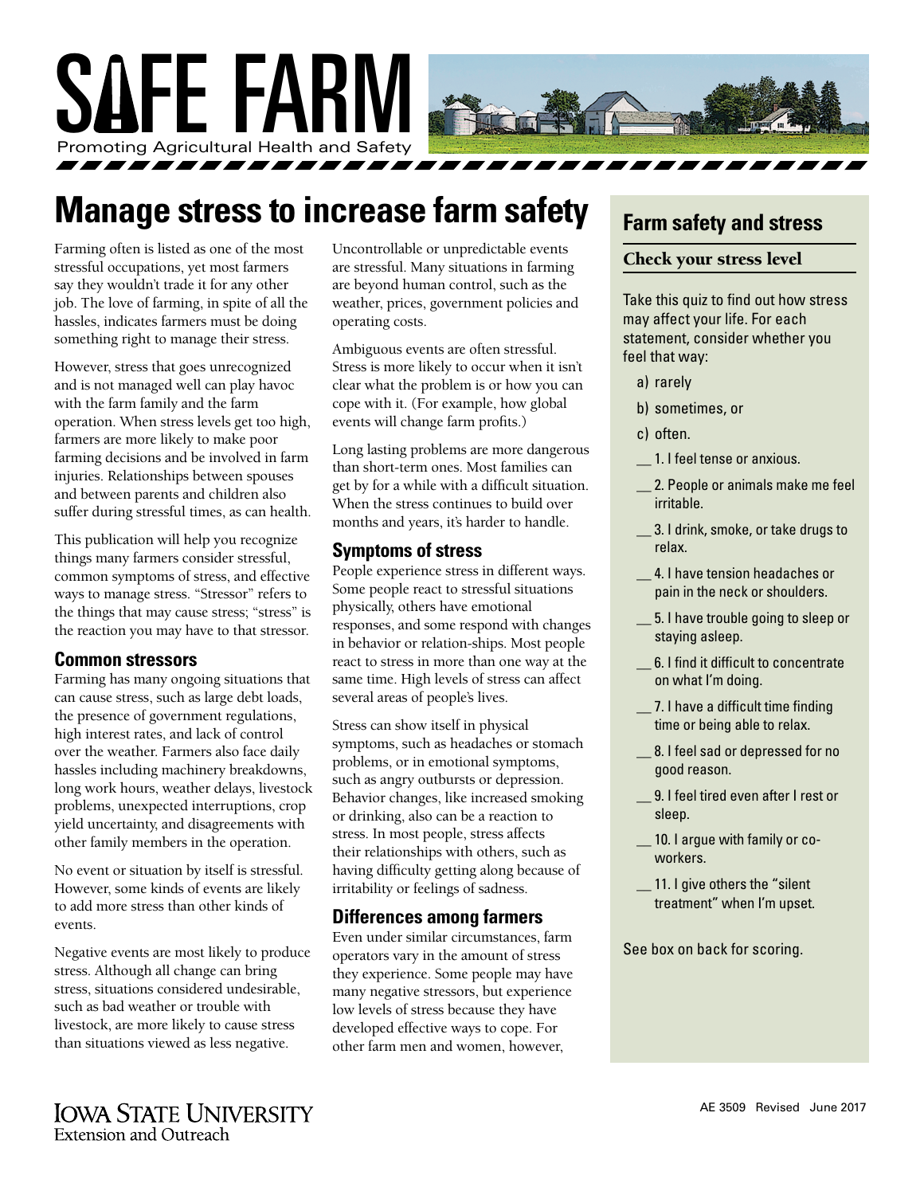# SAFE FARM

Promoting Agricultural Health and Safety

# Manage stress to increase farm safety

Farming often is listed as one of the most stressful occupations, yet most farmers say they wouldn't trade it for any other job. The love of farming, in spite of all the hassles, indicates farmers must be doing something right to manage their stress.

However, stress that goes unrecognized and is not managed well can play havoc with the farm family and the farm operation. When stress levels get too high, farmers are more likely to make poor farming decisions and be involved in farm injuries. Relationships between spouses and between parents and children also suffer during stressful times, as can health.

This publication will help you recognize things many farmers consider stressful, common symptoms of stress, and effective ways to manage stress. "Stressor" refers to the things that may cause stress; "stress" is the reaction you may have to that stressor.

## Common stressors

Farming has many ongoing situations that can cause stress, such as large debt loads, the presence of government regulations, high interest rates, and lack of control over the weather. Farmers also face daily hassles including machinery breakdowns, long work hours, weather delays, livestock problems, unexpected interruptions, crop yield uncertainty, and disagreements with other family members in the operation.

No event or situation by itself is stressful. However, some kinds of events are likely to add more stress than other kinds of events.

Negative events are most likely to produce stress. Although all change can bring stress, situations considered undesirable, such as bad weather or trouble with livestock, are more likely to cause stress than situations viewed as less negative.

Uncontrollable or unpredictable events are stressful. Many situations in farming are beyond human control, such as the weather, prices, government policies and operating costs.

Ambiguous events are often stressful. Stress is more likely to occur when it isn't clear what the problem is or how you can cope with it. (For example, how global events will change farm profits.)

Long lasting problems are more dangerous than short-term ones. Most families can get by for a while with a difficult situation. When the stress continues to build over months and years, it's harder to handle.

## Symptoms of stress

People experience stress in different ways. Some people react to stressful situations physically, others have emotional responses, and some respond with changes in behavior or relation-ships. Most people react to stress in more than one way at the same time. High levels of stress can affect several areas of people's lives.

Stress can show itself in physical symptoms, such as headaches or stomach problems, or in emotional symptoms, such as angry outbursts or depression. Behavior changes, like increased smoking or drinking, also can be a reaction to stress. In most people, stress affects their relationships with others, such as having difficulty getting along because of irritability or feelings of sadness.

## Differences among farmers

Even under similar circumstances, farm operators vary in the amount of stress they experience. Some people may have many negative stressors, but experience low levels of stress because they have developed effective ways to cope. For other farm men and women, however,

## Farm safety and stress

### Check your stress level

Take this quiz to find out how stress may affect your life. For each statement, consider whether you feel that way:

a) rarely

b) sometimes, or

c) often.

__ 1. I feel tense or anxious.

__ 2. People or animals make me feel irritable.

__ 3. I drink, smoke, or take drugs to relax.

__ 4. I have tension headaches or pain in the neck or shoulders.

__ 5. I have trouble going to sleep or staying asleep.

__ 6. I find it difficult to concentrate on what I'm doing.

__ 7. I have a difficult time finding time or being able to relax.

__ 8. I feel sad or depressed for no good reason.

__ 9. I feel tired even after I rest or sleep.

__ 10. I argue with family or co-workers.

__ 11. I give others the "silent treatment" when I'm upset.

See box on back for scoring.

Iowa State University Extension and Outreach

AE 3509 Revised June 2017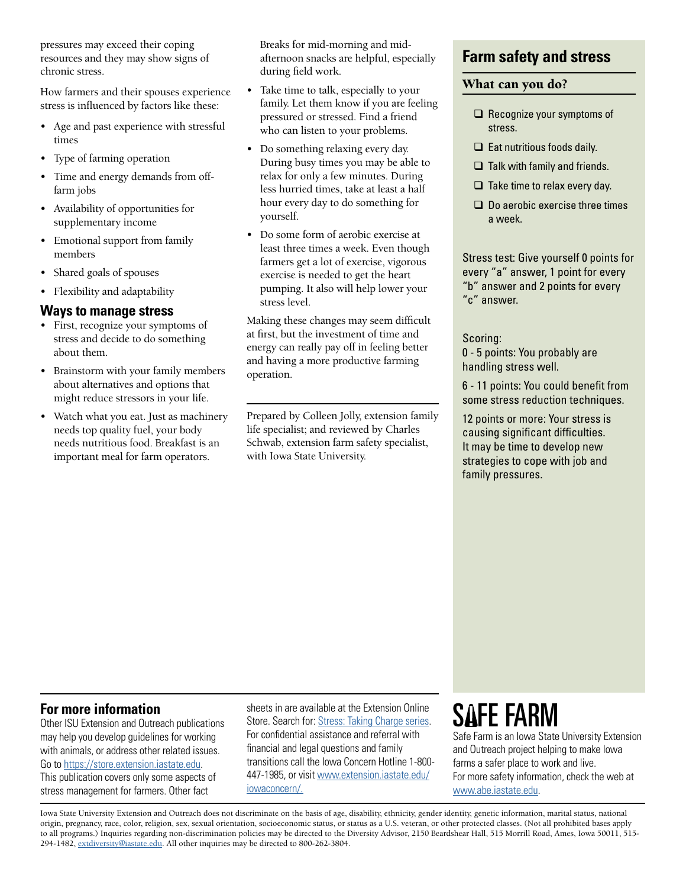pressures may exceed their coping resources and they may show signs of chronic stress.

How farmers and their spouses experience stress is influenced by factors like these:

- Age and past experience with stressful times
- Type of farming operation
- Time and energy demands from off-farm jobs
- Availability of opportunities for supplementary income
- Emotional support from family members
- Shared goals of spouses
- Flexibility and adaptability

## Ways to manage stress

- First, recognize your symptoms of stress and decide to do something about them.
- Brainstorm with your family members about alternatives and options that might reduce stressors in your life.
- Watch what you eat. Just as machinery needs top quality fuel, your body needs nutritious food. Breakfast is an important meal for farm operators. Breaks for mid-morning and mid-afternoon snacks are helpful, especially during field work.
- Take time to talk, especially to your family. Let them know if you are feeling pressured or stressed. Find a friend who can listen to your problems.
- Do something relaxing every day. During busy times you may be able to relax for only a few minutes. During less hurried times, take at least a half hour every day to do something for yourself.
- Do some form of aerobic exercise at least three times a week. Even though farmers get a lot of exercise, vigorous exercise is needed to get the heart pumping. It also will help lower your stress level.

Making these changes may seem difficult at first, but the investment of time and energy can really pay off in feeling better and having a more productive farming operation.

---

Prepared by Colleen Jolly, extension family life specialist; and reviewed by Charles Schwab, extension farm safety specialist, with Iowa State University.

## Farm safety and stress

### What can you do?

- ❑ Recognize your symptoms of stress.
- ❑ Eat nutritious foods daily.
- ❑ Talk with family and friends.
- ❑ Take time to relax every day.
- ❑ Do aerobic exercise three times a week.

Stress test: Give yourself 0 points for every “a” answer, 1 point for every “b” answer and 2 points for every “c” answer.

Scoring:
0 - 5 points: You probably are handling stress well.

6 - 11 points: You could benefit from some stress reduction techniques.

12 points or more: Your stress is causing significant difficulties. It may be time to develop new strategies to cope with job and family pressures.

## For more information

Other ISU Extension and Outreach publications may help you develop guidelines for working with animals, or address other related issues. Go to https://store.extension.iastate.edu. This publication covers only some aspects of stress management for farmers. Other fact sheets in are available at the Extension Online Store. Search for: Stress: Taking Charge series. For confidential assistance and referral with financial and legal questions and family transitions call the Iowa Concern Hotline 1-800-447-1985, or visit www.extension.iastate.edu/iowaconcern/.

**SAFE FARM**

Safe Farm is an Iowa State University Extension and Outreach project helping to make Iowa farms a safer place to work and live.
For more safety information, check the web at www.abe.iastate.edu.

Iowa State University Extension and Outreach does not discriminate on the basis of age, disability, ethnicity, gender identity, genetic information, marital status, national origin, pregnancy, race, color, religion, sex, sexual orientation, socioeconomic status, or status as a U.S. veteran, or other protected classes. (Not all prohibited bases apply to all programs.) Inquiries regarding non-discrimination policies may be directed to the Diversity Advisor, 2150 Beardshear Hall, 515 Morrill Road, Ames, Iowa 50011, 515-294-1482, extdiversity@iastate.edu. All other inquiries may be directed to 800-262-3804.